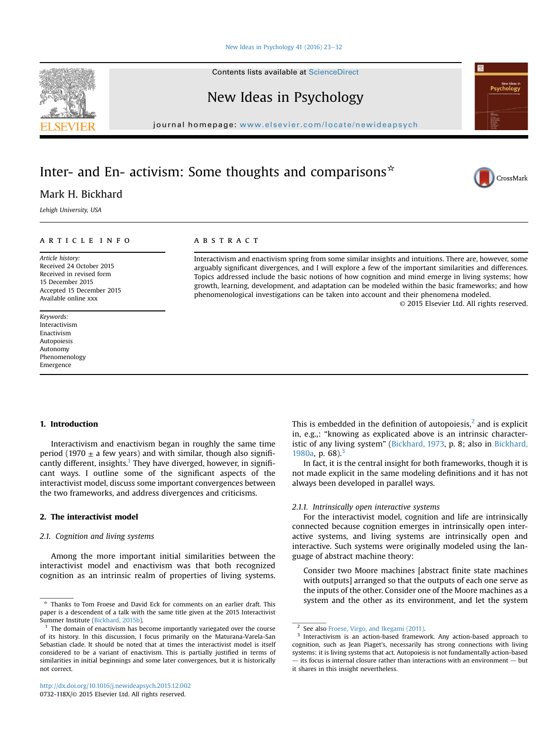# Inter- and En- activism: Some thoughts and comparisons☆

Mark H. Bickhard

*Lehigh University, USA*

**ARTICLE INFO**

*Article history:*
Received 24 October 2015
Received in revised form
15 December 2015
Accepted 15 December 2015
Available online xxx

*Keywords:*
Interactivism
Enactivism
Autopoiesis
Autonomy
Phenomenology
Emergence

**ABSTRACT**

Interactivism and enactivism spring from some similar insights and intuitions. There are, however, some arguably significant divergences, and I will explore a few of the important similarities and differences. Topics addressed include the basic notions of how cognition and mind emerge in living systems; how growth, learning, development, and adaptation can be modeled within the basic frameworks; and how phenomenological investigations can be taken into account and their phenomena modeled.

© 2015 Elsevier Ltd. All rights reserved.

## 1. Introduction

Interactivism and enactivism began in roughly the same time period (1970 ± a few years) and with similar, though also significantly different, insights.[1] They have diverged, however, in significant ways. I outline some of the significant aspects of the interactivist model, discuss some important convergences between the two frameworks, and address divergences and criticisms.

## 2. The interactivist model

### 2.1. Cognition and living systems

Among the more important initial similarities between the interactivist model and enactivism was that both recognized cognition as an intrinsic realm of properties of living systems. This is embedded in the definition of autopoiesis,[2] and is explicit in, e.g.,: "knowing as explicated above is an intrinsic characteristic of any living system" (Bickhard, 1973, p. 8; also in Bickhard, 1980a, p. 68).[3]

In fact, it is the central insight for both frameworks, though it is not made explicit in the same modeling definitions and it has not always been developed in parallel ways.

#### 2.1.1. Intrinsically open interactive systems

For the interactivist model, cognition and life are intrinsically connected because cognition emerges in intrinsically open interactive systems, and living systems are intrinsically open and interactive. Such systems were originally modeled using the language of abstract machine theory:

> Consider two Moore machines [abstract finite state machines with outputs] arranged so that the outputs of each one serve as the inputs of the other. Consider one of the Moore machines as a system and the other as its environment, and let the system

---

☆ Thanks to Tom Froese and David Eck for comments on an earlier draft. This paper is a descendent of a talk with the same title given at the 2015 Interactivist Summer Institute (Bickhard, 2015b).

[1] The domain of enactivism has become importantly variegated over the course of its history. In this discussion, I focus primarily on the Maturana-Varela-San Sebastian clade. It should be noted that at times the interactivist model is itself considered to be a variant of enactivism. This is partially justified in terms of similarities in initial beginnings and some later convergences, but it is historically not correct.

[2] See also Froese, Virgo, and Ikegami (2011).

[3] Interactivism is an action-based framework. Any action-based approach to cognition, such as Jean Piaget's, necessarily has strong connections with living systems: it is living systems that act. Autopoiesis is not fundamentally action-based — its focus is internal closure rather than interactions with an environment — but it shares in this insight nevertheless.

http://dx.doi.org/10.1016/j.newideapsych.2015.12.002
0732-118X/© 2015 Elsevier Ltd. All rights reserved.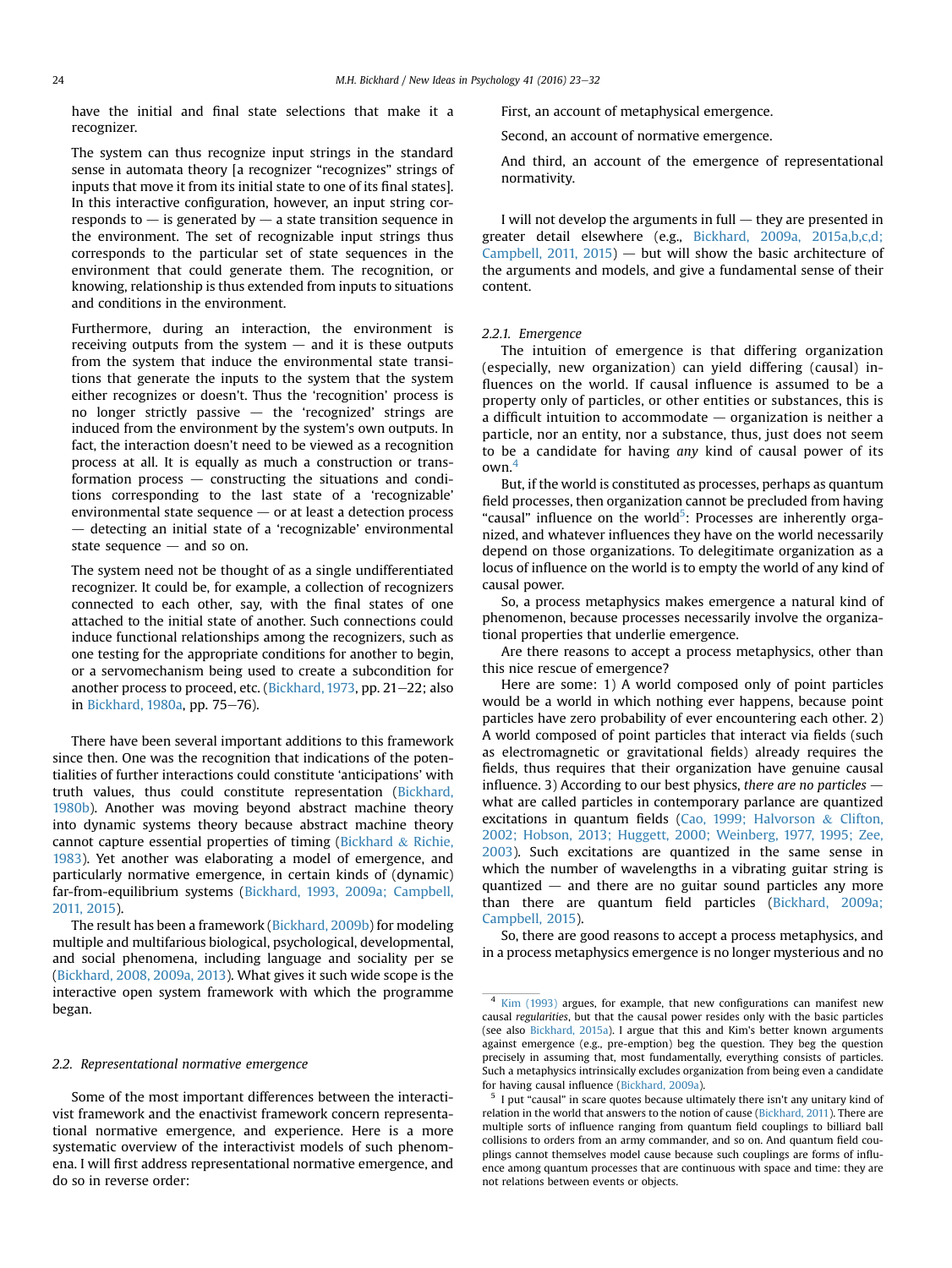have the initial and final state selections that make it a recognizer.

> The system can thus recognize input strings in the standard sense in automata theory [a recognizer "recognizes" strings of inputs that move it from its initial state to one of its final states]. In this interactive configuration, however, an input string corresponds to — is generated by — a state transition sequence in the environment. The set of recognizable input strings thus corresponds to the particular set of state sequences in the environment that could generate them. The recognition, or knowing, relationship is thus extended from inputs to situations and conditions in the environment.
>
> Furthermore, during an interaction, the environment is receiving outputs from the system — and it is these outputs from the system that induce the environmental state transitions that generate the inputs to the system that the system either recognizes or doesn't. Thus the 'recognition' process is no longer strictly passive — the 'recognized' strings are induced from the environment by the system's own outputs. In fact, the interaction doesn't need to be viewed as a recognition process at all. It is equally as much a construction or transformation process — constructing the situations and conditions corresponding to the last state of a 'recognizable' environmental state sequence — or at least a detection process — detecting an initial state of a 'recognizable' environmental state sequence — and so on.
>
> The system need not be thought of as a single undifferentiated recognizer. It could be, for example, a collection of recognizers connected to each other, say, with the final states of one attached to the initial state of another. Such connections could induce functional relationships among the recognizers, such as one testing for the appropriate conditions for another to begin, or a servomechanism being used to create a subcondition for another process to proceed, etc. (Bickhard, 1973, pp. 21–22; also in Bickhard, 1980a, pp. 75–76).

There have been several important additions to this framework since then. One was the recognition that indications of the potentialities of further interactions could constitute 'anticipations' with truth values, thus could constitute representation (Bickhard, 1980b). Another was moving beyond abstract machine theory into dynamic systems theory because abstract machine theory cannot capture essential properties of timing (Bickhard & Richie, 1983). Yet another was elaborating a model of emergence, and particularly normative emergence, in certain kinds of (dynamic) far-from-equilibrium systems (Bickhard, 1993, 2009a; Campbell, 2011, 2015).

The result has been a framework (Bickhard, 2009b) for modeling multiple and multifarious biological, psychological, developmental, and social phenomena, including language and sociality per se (Bickhard, 2008, 2009a, 2013). What gives it such wide scope is the interactive open system framework with which the programme began.

### 2.2. Representational normative emergence

Some of the most important differences between the interactivist framework and the enactivist framework concern representational normative emergence, and experience. Here is a more systematic overview of the interactivist models of such phenomena. I will first address representational normative emergence, and do so in reverse order:

First, an account of metaphysical emergence.

Second, an account of normative emergence.

And third, an account of the emergence of representational normativity.

I will not develop the arguments in full — they are presented in greater detail elsewhere (e.g., Bickhard, 2009a, 2015a,b,c,d; Campbell, 2011, 2015) — but will show the basic architecture of the arguments and models, and give a fundamental sense of their content.

#### 2.2.1. Emergence

The intuition of emergence is that differing organization (especially, new organization) can yield differing (causal) influences on the world. If causal influence is assumed to be a property only of particles, or other entities or substances, this is a difficult intuition to accommodate — organization is neither a particle, nor an entity, nor a substance, thus, just does not seem to be a candidate for having *any* kind of causal power of its own.[4]

But, if the world is constituted as processes, perhaps as quantum field processes, then organization cannot be precluded from having "causal" influence on the world[5]: Processes are inherently organized, and whatever influences they have on the world necessarily depend on those organizations. To delegitimate organization as a locus of influence on the world is to empty the world of any kind of causal power.

So, a process metaphysics makes emergence a natural kind of phenomenon, because processes necessarily involve the organizational properties that underlie emergence.

Are there reasons to accept a process metaphysics, other than this nice rescue of emergence?

Here are some: 1) A world composed only of point particles would be a world in which nothing ever happens, because point particles have zero probability of ever encountering each other. 2) A world composed of point particles that interact via fields (such as electromagnetic or gravitational fields) already requires the fields, thus requires that their organization have genuine causal influence. 3) According to our best physics, *there are no particles* — what are called particles in contemporary parlance are quantized excitations in quantum fields (Cao, 1999; Halvorson & Clifton, 2002; Hobson, 2013; Huggett, 2000; Weinberg, 1977, 1995; Zee, 2003). Such excitations are quantized in the same sense in which the number of wavelengths in a vibrating guitar string is quantized — and there are no guitar sound particles any more than there are quantum field particles (Bickhard, 2009a; Campbell, 2015).

So, there are good reasons to accept a process metaphysics, and in a process metaphysics emergence is no longer mysterious and no

---

[4] Kim (1993) argues, for example, that new configurations can manifest new causal *regularities*, but that the causal power resides only with the basic particles (see also Bickhard, 2015a). I argue that this and Kim's better known arguments against emergence (e.g., pre-emption) beg the question. They beg the question precisely in assuming that, most fundamentally, everything consists of particles. Such a metaphysics intrinsically excludes organization from being even a candidate for having causal influence (Bickhard, 2009a).

[5] I put "causal" in scare quotes because ultimately there isn't any unitary kind of relation in the world that answers to the notion of cause (Bickhard, 2011). There are multiple sorts of influence ranging from quantum field couplings to billiard ball collisions to orders from an army commander, and so on. And quantum field couplings cannot themselves model cause because such couplings are forms of influence among quantum processes that are continuous with space and time: they are not relations between events or objects.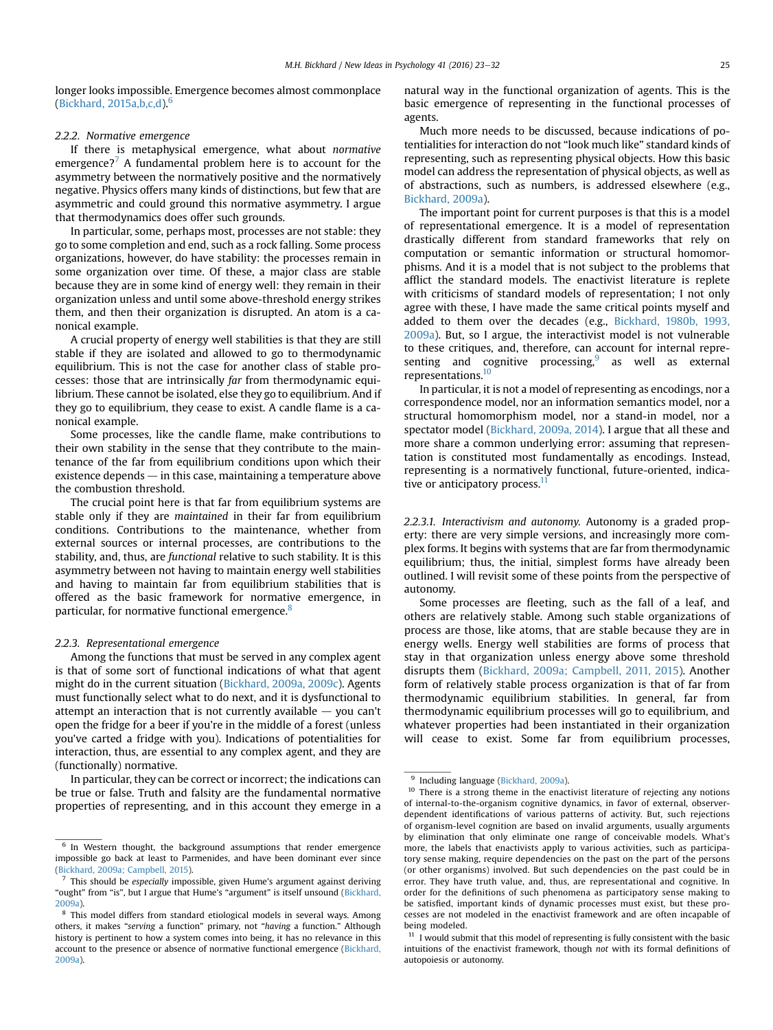longer looks impossible. Emergence becomes almost commonplace (Bickhard, 2015a,b,c,d).[6]

#### 2.2.2. Normative emergence

If there is metaphysical emergence, what about *normative* emergence?[7] A fundamental problem here is to account for the asymmetry between the normatively positive and the normatively negative. Physics offers many kinds of distinctions, but few that are asymmetric and could ground this normative asymmetry. I argue that thermodynamics does offer such grounds.

In particular, some, perhaps most, processes are not stable: they go to some completion and end, such as a rock falling. Some process organizations, however, do have stability: the processes remain in some organization over time. Of these, a major class are stable because they are in some kind of energy well: they remain in their organization unless and until some above-threshold energy strikes them, and then their organization is disrupted. An atom is a canonical example.

A crucial property of energy well stabilities is that they are still stable if they are isolated and allowed to go to thermodynamic equilibrium. This is not the case for another class of stable processes: those that are intrinsically *far* from thermodynamic equilibrium. These cannot be isolated, else they go to equilibrium. And if they go to equilibrium, they cease to exist. A candle flame is a canonical example.

Some processes, like the candle flame, make contributions to their own stability in the sense that they contribute to the maintenance of the far from equilibrium conditions upon which their existence depends — in this case, maintaining a temperature above the combustion threshold.

The crucial point here is that far from equilibrium systems are stable only if they are *maintained* in their far from equilibrium conditions. Contributions to the maintenance, whether from external sources or internal processes, are contributions to the stability, and, thus, are *functional* relative to such stability. It is this asymmetry between not having to maintain energy well stabilities and having to maintain far from equilibrium stabilities that is offered as the basic framework for normative emergence, in particular, for normative functional emergence.[8]

#### 2.2.3. Representational emergence

Among the functions that must be served in any complex agent is that of some sort of functional indications of what that agent might do in the current situation (Bickhard, 2009a, 2009c). Agents must functionally select what to do next, and it is dysfunctional to attempt an interaction that is not currently available — you can't open the fridge for a beer if you're in the middle of a forest (unless you've carted a fridge with you). Indications of potentialities for interaction, thus, are essential to any complex agent, and they are (functionally) normative.

In particular, they can be correct or incorrect; the indications can be true or false. Truth and falsity are the fundamental normative properties of representing, and in this account they emerge in a natural way in the functional organization of agents. This is the basic emergence of representing in the functional processes of agents.

Much more needs to be discussed, because indications of potentialities for interaction do not "look much like" standard kinds of representing, such as representing physical objects. How this basic model can address the representation of physical objects, as well as of abstractions, such as numbers, is addressed elsewhere (e.g., Bickhard, 2009a).

The important point for current purposes is that this is a model of representational emergence. It is a model of representation drastically different from standard frameworks that rely on computation or semantic information or structural homomorphisms. And it is a model that is not subject to the problems that afflict the standard models. The enactivist literature is replete with criticisms of standard models of representation; I not only agree with these, I have made the same critical points myself and added to them over the decades (e.g., Bickhard, 1980b, 1993, 2009a). But, so I argue, the interactivist model is not vulnerable to these critiques, and, therefore, can account for internal representing and cognitive processing,[9] as well as external representations.[10]

In particular, it is not a model of representing as encodings, nor a correspondence model, nor an information semantics model, nor a structural homomorphism model, nor a stand-in model, nor a spectator model (Bickhard, 2009a, 2014). I argue that all these and more share a common underlying error: assuming that representation is constituted most fundamentally as encodings. Instead, representing is a normatively functional, future-oriented, indicative or anticipatory process.[11]

##### 2.2.3.1. Interactivism and autonomy.

Autonomy is a graded property: there are very simple versions, and increasingly more complex forms. It begins with systems that are far from thermodynamic equilibrium; thus, the initial, simplest forms have already been outlined. I will revisit some of these points from the perspective of autonomy.

Some processes are fleeting, such as the fall of a leaf, and others are relatively stable. Among such stable organizations of process are those, like atoms, that are stable because they are in energy wells. Energy well stabilities are forms of process that stay in that organization unless energy above some threshold disrupts them (Bickhard, 2009a; Campbell, 2011, 2015). Another form of relatively stable process organization is that of far from thermodynamic equilibrium stabilities. In general, far from thermodynamic equilibrium processes will go to equilibrium, and whatever properties had been instantiated in their organization will cease to exist. Some far from equilibrium processes,

---

[6] In Western thought, the background assumptions that render emergence impossible go back at least to Parmenides, and have been dominant ever since (Bickhard, 2009a; Campbell, 2015).

[7] This should be *especially* impossible, given Hume's argument against deriving "ought" from "is", but I argue that Hume's "argument" is itself unsound (Bickhard, 2009a).

[8] This model differs from standard etiological models in several ways. Among others, it makes "*serving* a function" primary, not "*having* a function." Although history is pertinent to how a system comes into being, it has no relevance in this account to the presence or absence of normative functional emergence (Bickhard, 2009a).

[9] Including language (Bickhard, 2009a).

[10] There is a strong theme in the enactivist literature of rejecting any notions of internal-to-the-organism cognitive dynamics, in favor of external, observer-dependent identifications of various patterns of activity. But, such rejections of organism-level cognition are based on invalid arguments, usually arguments by elimination that only eliminate one range of conceivable models. What's more, the labels that enactivists apply to various activities, such as participatory sense making, require dependencies on the past on the part of the persons (or other organisms) involved. But such dependencies on the past could be in error. They have truth value, and, thus, are representational and cognitive. In order for the definitions of such phenomena as participatory sense making to be satisfied, important kinds of dynamic processes must exist, but these processes are not modeled in the enactivist framework and are often incapable of being modeled.

[11] I would submit that this model of representing is fully consistent with the basic intuitions of the enactivist framework, though *not* with its formal definitions of autopoiesis or autonomy.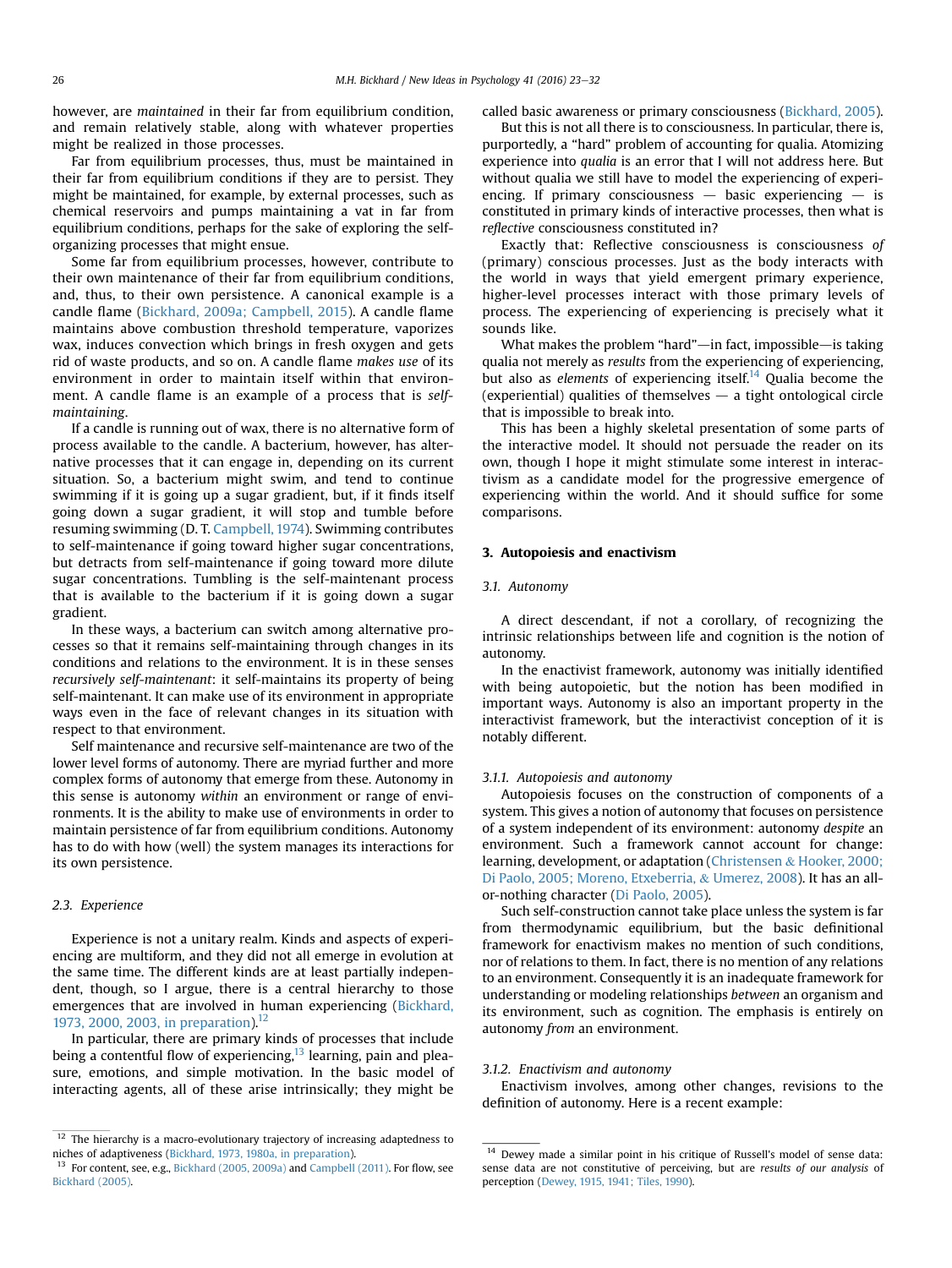however, are *maintained* in their far from equilibrium condition, and remain relatively stable, along with whatever properties might be realized in those processes.

Far from equilibrium processes, thus, must be maintained in their far from equilibrium conditions if they are to persist. They might be maintained, for example, by external processes, such as chemical reservoirs and pumps maintaining a vat in far from equilibrium conditions, perhaps for the sake of exploring the self-organizing processes that might ensue.

Some far from equilibrium processes, however, contribute to their own maintenance of their far from equilibrium conditions, and, thus, to their own persistence. A canonical example is a candle flame (Bickhard, 2009a; Campbell, 2015). A candle flame maintains above combustion threshold temperature, vaporizes wax, induces convection which brings in fresh oxygen and gets rid of waste products, and so on. A candle flame *makes use* of its environment in order to maintain itself within that environment. A candle flame is an example of a process that is *self-maintaining*.

If a candle is running out of wax, there is no alternative form of process available to the candle. A bacterium, however, has alternative processes that it can engage in, depending on its current situation. So, a bacterium might swim, and tend to continue swimming if it is going up a sugar gradient, but, if it finds itself going down a sugar gradient, it will stop and tumble before resuming swimming (D. T. Campbell, 1974). Swimming contributes to self-maintenance if going toward higher sugar concentrations, but detracts from self-maintenance if going toward more dilute sugar concentrations. Tumbling is the self-maintenant process that is available to the bacterium if it is going down a sugar gradient.

In these ways, a bacterium can switch among alternative processes so that it remains self-maintaining through changes in its conditions and relations to the environment. It is in these senses *recursively self-maintenant*: it self-maintains its property of being self-maintenant. It can make use of its environment in appropriate ways even in the face of relevant changes in its situation with respect to that environment.

Self maintenance and recursive self-maintenance are two of the lower level forms of autonomy. There are myriad further and more complex forms of autonomy that emerge from these. Autonomy in this sense is autonomy *within* an environment or range of environments. It is the ability to make use of environments in order to maintain persistence of far from equilibrium conditions. Autonomy has to do with how (well) the system manages its interactions for its own persistence.

### 2.3. Experience

Experience is not a unitary realm. Kinds and aspects of experiencing are multiform, and they did not all emerge in evolution at the same time. The different kinds are at least partially independent, though, so I argue, there is a central hierarchy to those emergences that are involved in human experiencing (Bickhard, 1973, 2000, 2003, in preparation).[12]

In particular, there are primary kinds of processes that include being a contentful flow of experiencing,[13] learning, pain and pleasure, emotions, and simple motivation. In the basic model of interacting agents, all of these arise intrinsically; they might be called basic awareness or primary consciousness (Bickhard, 2005).

But this is not all there is to consciousness. In particular, there is, purportedly, a "hard" problem of accounting for qualia. Atomizing experience into *qualia* is an error that I will not address here. But without qualia we still have to model the experiencing of experiencing. If primary consciousness — basic experiencing — is constituted in primary kinds of interactive processes, then what is *reflective* consciousness constituted in?

Exactly that: Reflective consciousness is consciousness *of* (primary) conscious processes. Just as the body interacts with the world in ways that yield emergent primary experience, higher-level processes interact with those primary levels of process. The experiencing of experiencing is precisely what it sounds like.

What makes the problem "hard"—in fact, impossible—is taking qualia not merely as *results* from the experiencing of experiencing, but also as *elements* of experiencing itself.[14] Qualia become the (experiential) qualities of themselves — a tight ontological circle that is impossible to break into.

This has been a highly skeletal presentation of some parts of the interactive model. It should not persuade the reader on its own, though I hope it might stimulate some interest in interactivism as a candidate model for the progressive emergence of experiencing within the world. And it should suffice for some comparisons.

## 3. Autopoiesis and enactivism

### 3.1. Autonomy

A direct descendant, if not a corollary, of recognizing the intrinsic relationships between life and cognition is the notion of autonomy.

In the enactivist framework, autonomy was initially identified with being autopoietic, but the notion has been modified in important ways. Autonomy is also an important property in the interactivist framework, but the interactivist conception of it is notably different.

#### 3.1.1. Autopoiesis and autonomy

Autopoiesis focuses on the construction of components of a system. This gives a notion of autonomy that focuses on persistence of a system independent of its environment: autonomy *despite* an environment. Such a framework cannot account for change: learning, development, or adaptation (Christensen & Hooker, 2000; Di Paolo, 2005; Moreno, Etxeberria, & Umerez, 2008). It has an all-or-nothing character (Di Paolo, 2005).

Such self-construction cannot take place unless the system is far from thermodynamic equilibrium, but the basic definitional framework for enactivism makes no mention of such conditions, nor of relations to them. In fact, there is no mention of any relations to an environment. Consequently it is an inadequate framework for understanding or modeling relationships *between* an organism and its environment, such as cognition. The emphasis is entirely on autonomy *from* an environment.

#### 3.1.2. Enactivism and autonomy

Enactivism involves, among other changes, revisions to the definition of autonomy. Here is a recent example:

---

[12] The hierarchy is a macro-evolutionary trajectory of increasing adaptedness to niches of adaptiveness (Bickhard, 1973, 1980a, in preparation).

[13] For content, see, e.g., Bickhard (2005, 2009a) and Campbell (2011). For flow, see Bickhard (2005).

[14] Dewey made a similar point in his critique of Russell's model of sense data: sense data are not constitutive of perceiving, but are *results of our analysis* of perception (Dewey, 1915, 1941; Tiles, 1990).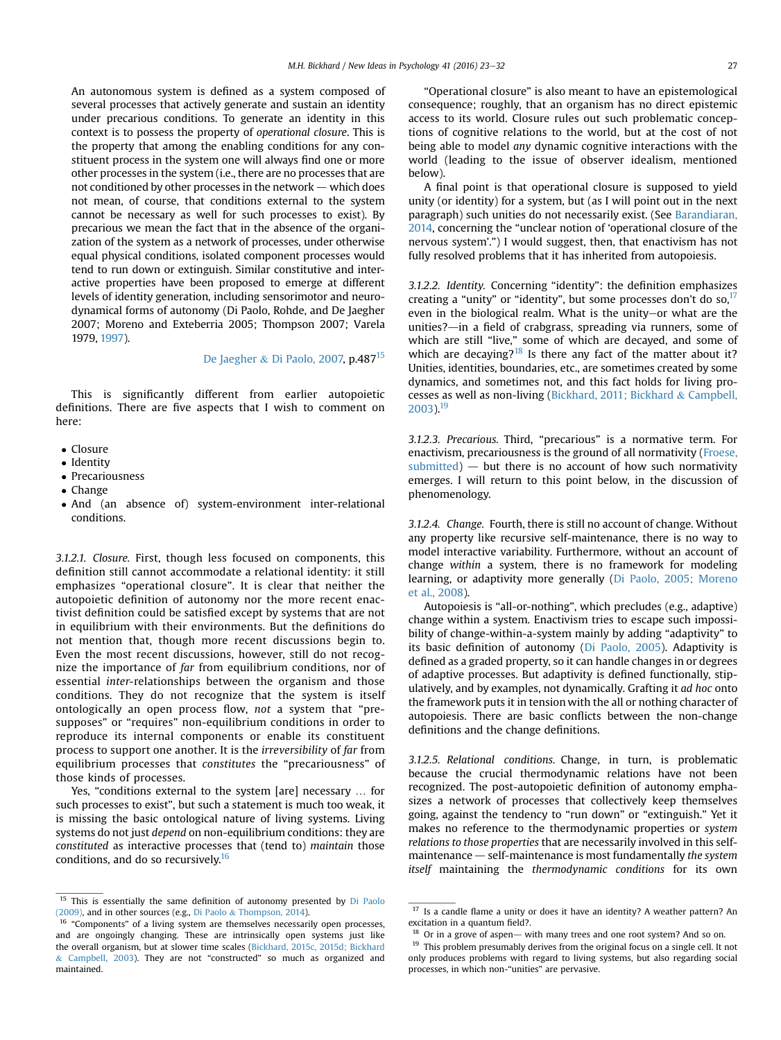> An autonomous system is defined as a system composed of several processes that actively generate and sustain an identity under precarious conditions. To generate an identity in this context is to possess the property of *operational closure*. This is the property that among the enabling conditions for any constituent process in the system one will always find one or more other processes in the system (i.e., there are no processes that are not conditioned by other processes in the network — which does not mean, of course, that conditions external to the system cannot be necessary as well for such processes to exist). By precarious we mean the fact that in the absence of the organization of the system as a network of processes, under otherwise equal physical conditions, isolated component processes would tend to run down or extinguish. Similar constitutive and interactive properties have been proposed to emerge at different levels of identity generation, including sensorimotor and neurodynamical forms of autonomy (Di Paolo, Rohde, and De Jaegher 2007; Moreno and Exteberria 2005; Thompson 2007; Varela 1979, 1997).
>
> De Jaegher & Di Paolo, 2007, p.487[15]

This is significantly different from earlier autopoietic definitions. There are five aspects that I wish to comment on here:

- Closure
- Identity
- Precariousness
- Change
- And (an absence of) system-environment inter-relational conditions.

*3.1.2.1. Closure.* First, though less focused on components, this definition still cannot accommodate a relational identity: it still emphasizes "operational closure". It is clear that neither the autopoietic definition of autonomy nor the more recent enactivist definition could be satisfied except by systems that are not in equilibrium with their environments. But the definitions do not mention that, though more recent discussions begin to. Even the most recent discussions, however, still do not recognize the importance of *far* from equilibrium conditions, nor of essential *inter*-relationships between the organism and those conditions. They do not recognize that the system is itself ontologically an open process flow, *not* a system that "presupposes" or "requires" non-equilibrium conditions in order to reproduce its internal components or enable its constituent process to support one another. It is the *irreversibility* of *far* from equilibrium processes that *constitutes* the "precariousness" of those kinds of processes.

Yes, "conditions external to the system [are] necessary … for such processes to exist", but such a statement is much too weak, it is missing the basic ontological nature of living systems. Living systems do not just *depend* on non-equilibrium conditions: they are *constituted* as interactive processes that (tend to) *maintain* those conditions, and do so recursively.[16]

"Operational closure" is also meant to have an epistemological consequence; roughly, that an organism has no direct epistemic access to its world. Closure rules out such problematic conceptions of cognitive relations to the world, but at the cost of not being able to model *any* dynamic cognitive interactions with the world (leading to the issue of observer idealism, mentioned below).

A final point is that operational closure is supposed to yield unity (or identity) for a system, but (as I will point out in the next paragraph) such unities do not necessarily exist. (See Barandiaran, 2014, concerning the "unclear notion of 'operational closure of the nervous system'.") I would suggest, then, that enactivism has not fully resolved problems that it has inherited from autopoiesis.

*3.1.2.2. Identity.* Concerning "identity": the definition emphasizes creating a "unity" or "identity", but some processes don't do so,[17] even in the biological realm. What is the unity—or what are the unities?—in a field of crabgrass, spreading via runners, some of which are still "live," some of which are decayed, and some of which are decaying?[18] Is there any fact of the matter about it? Unities, identities, boundaries, etc., are sometimes created by some dynamics, and sometimes not, and this fact holds for living processes as well as non-living (Bickhard, 2011; Bickhard & Campbell, 2003).[19]

*3.1.2.3. Precarious.* Third, "precarious" is a normative term. For enactivism, precariousness is the ground of all normativity (Froese, submitted) — but there is no account of how such normativity emerges. I will return to this point below, in the discussion of phenomenology.

*3.1.2.4. Change.* Fourth, there is still no account of change. Without any property like recursive self-maintenance, there is no way to model interactive variability. Furthermore, without an account of change *within* a system, there is no framework for modeling learning, or adaptivity more generally (Di Paolo, 2005; Moreno et al., 2008).

Autopoiesis is "all-or-nothing", which precludes (e.g., adaptive) change within a system. Enactivism tries to escape such impossibility of change-within-a-system mainly by adding "adaptivity" to its basic definition of autonomy (Di Paolo, 2005). Adaptivity is defined as a graded property, so it can handle changes in or degrees of adaptive processes. But adaptivity is defined functionally, stipulatively, and by examples, not dynamically. Grafting it *ad hoc* onto the framework puts it in tension with the all or nothing character of autopoiesis. There are basic conflicts between the non-change definitions and the change definitions.

*3.1.2.5. Relational conditions.* Change, in turn, is problematic because the crucial thermodynamic relations have not been recognized. The post-autopoietic definition of autonomy emphasizes a network of processes that collectively keep themselves going, against the tendency to "run down" or "extinguish." Yet it makes no reference to the thermodynamic properties or *system relations to those properties* that are necessarily involved in this self-maintenance — self-maintenance is most fundamentally *the system itself* maintaining the *thermodynamic conditions* for its own

---

[15] This is essentially the same definition of autonomy presented by Di Paolo (2009), and in other sources (e.g., Di Paolo & Thompson, 2014).

[16] "Components" of a living system are themselves necessarily open processes, and are ongoingly changing. These are intrinsically open systems just like the overall organism, but at slower time scales (Bickhard, 2015c, 2015d; Bickhard & Campbell, 2003). They are not "constructed" so much as organized and maintained.

[17] Is a candle flame a unity or does it have an identity? A weather pattern? An excitation in a quantum field?.

[18] Or in a grove of aspen— with many trees and one root system? And so on.

[19] This problem presumably derives from the original focus on a single cell. It not only produces problems with regard to living systems, but also regarding social processes, in which non-"unities" are pervasive.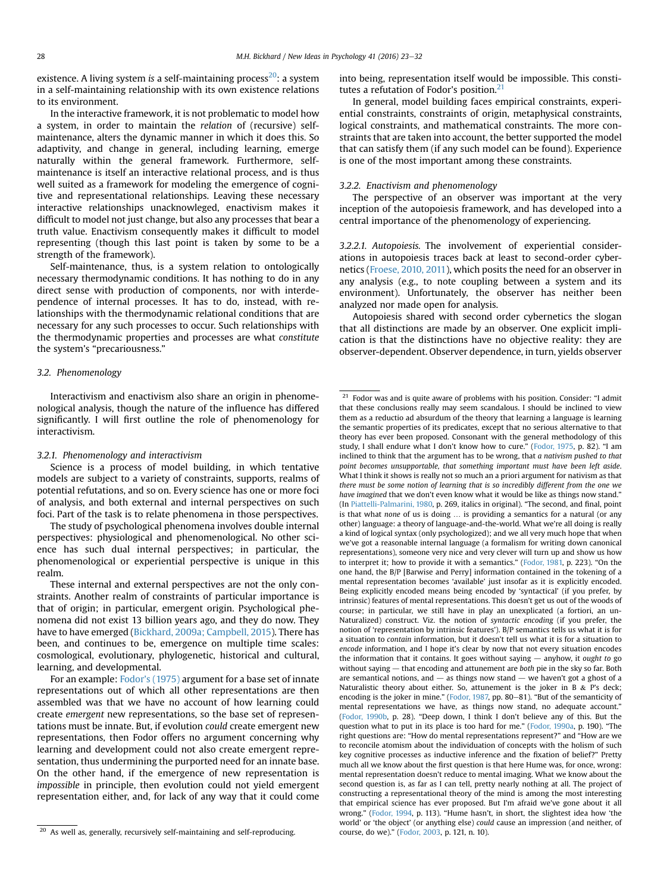existence. A living system *is* a self-maintaining process[20]: a system in a self-maintaining relationship with its own existence relations to its environment.

In the interactive framework, it is not problematic to model how a system, in order to maintain the *relation* of (recursive) self-maintenance, alters the dynamic manner in which it does this. So adaptivity, and change in general, including learning, emerge naturally within the general framework. Furthermore, self-maintenance is itself an interactive relational process, and is thus well suited as a framework for modeling the emergence of cognitive and representational relationships. Leaving these necessary interactive relationships unacknowleged, enactivism makes it difficult to model not just change, but also any processes that bear a truth value. Enactivism consequently makes it difficult to model representing (though this last point is taken by some to be a strength of the framework).

Self-maintenance, thus, is a system relation to ontologically necessary thermodynamic conditions. It has nothing to do in any direct sense with production of components, nor with interdependence of internal processes. It has to do, instead, with relationships with the thermodynamic relational conditions that are necessary for any such processes to occur. Such relationships with the thermodynamic properties and processes are what *constitute* the system's "precariousness."

### 3.2. Phenomenology

Interactivism and enactivism also share an origin in phenomenological analysis, though the nature of the influence has differed significantly. I will first outline the role of phenomenology for interactivism.

#### 3.2.1. Phenomenology and interactivism

Science is a process of model building, in which tentative models are subject to a variety of constraints, supports, realms of potential refutations, and so on. Every science has one or more foci of analysis, and both external and internal perspectives on such foci. Part of the task is to relate phenomena in those perspectives.

The study of psychological phenomena involves double internal perspectives: physiological and phenomenological. No other science has such dual internal perspectives; in particular, the phenomenological or experiential perspective is unique in this realm.

These internal and external perspectives are not the only constraints. Another realm of constraints of particular importance is that of origin; in particular, emergent origin. Psychological phenomena did not exist 13 billion years ago, and they do now. They have to have emerged (Bickhard, 2009a; Campbell, 2015). There has been, and continues to be, emergence on multiple time scales: cosmological, evolutionary, phylogenetic, historical and cultural, learning, and developmental.

For an example: Fodor's (1975) argument for a base set of innate representations out of which all other representations are then assembled was that we have no account of how learning could create *emergent* new representations, so the base set of representations must be innate. But, if evolution *could* create emergent new representations, then Fodor offers no argument concerning why learning and development could not also create emergent representation, thus undermining the purported need for an innate base. On the other hand, if the emergence of new representation is *impossible* in principle, then evolution could not yield emergent representation either, and, for lack of any way that it could come into being, representation itself would be impossible. This constitutes a refutation of Fodor's position.[21]

In general, model building faces empirical constraints, experiential constraints, constraints of origin, metaphysical constraints, logical constraints, and mathematical constraints. The more constraints that are taken into account, the better supported the model that can satisfy them (if any such model can be found). Experience is one of the most important among these constraints.

#### 3.2.2. Enactivism and phenomenology

The perspective of an observer was important at the very inception of the autopoiesis framework, and has developed into a central importance of the phenomenology of experiencing.

##### 3.2.2.1. Autopoiesis.

The involvement of experiential considerations in autopoiesis traces back at least to second-order cybernetics (Froese, 2010, 2011), which posits the need for an observer in any analysis (e.g., to note coupling between a system and its environment). Unfortunately, the observer has neither been analyzed nor made open for analysis.

Autopoiesis shared with second order cybernetics the slogan that all distinctions are made by an observer. One explicit implication is that the distinctions have no objective reality: they are observer-dependent. Observer dependence, in turn, yields observer

---

[20] As well as, generally, recursively self-maintaining and self-reproducing.

[21] Fodor was and is quite aware of problems with his position. Consider: "I admit that these conclusions really may seem scandalous. I should be inclined to view them as a reductio ad absurdum of the theory that learning a language is learning the semantic properties of its predicates, except that no serious alternative to that theory has ever been proposed. Consonant with the general methodology of this study, I shall endure what I don't know how to cure." (Fodor, 1975, p. 82). "I am inclined to think that the argument has to be wrong, that *a nativism pushed to that point becomes unsupportable, that something important must have been left aside*. What I think it shows is really not so much an a priori argument for nativism as that *there must be some notion of learning that is so incredibly different from the one we have imagined* that we don't even know what it would be like as things now stand." (In Piattelli-Palmarini, 1980, p. 269, italics in original). "The second, and final, point is that what *none* of us is doing … is providing a semantics for a natural (or any other) language: a theory of language-and-the-world. What we're all doing is really a kind of logical syntax (only psychologized); and we all very much hope that when we've got a reasonable internal language (a formalism for writing down canonical representations), someone very nice and very clever will turn up and show us how to interpret it; how to provide it with a semantics." (Fodor, 1981, p. 223). "On the one hand, the B/P [Barwise and Perry] information contained in the tokening of a mental representation becomes 'available' just insofar as it is explicitly encoded. Being explicitly encoded means being encoded by 'syntactical' (if you prefer, by intrinsic) features of mental representations. This doesn't get us out of the woods of course; in particular, we still have in play an unexplicated (a fortiori, an un-Naturalized) construct. Viz. the notion of *syntactic encoding* (if you prefer, the notion of 'representation by intrinsic features'). B/P semantics tells us what it is for a situation to *contain* information, but it doesn't tell us what it is for a situation to *encode* information, and I hope it's clear by now that not every situation encodes the information that it contains. It goes without saying — anyhow, it *ought to* go without saying — that encoding and attunement are *both* pie in the sky so far. Both are semantical notions, and — as things now stand — we haven't got a ghost of a Naturalistic theory about either. So, attunement is the joker in B & P's deck; encoding is the joker in mine." (Fodor, 1987, pp. 80–81). "But of the semanticity of mental representations we have, as things now stand, no adequate account." (Fodor, 1990b, p. 28). "Deep down, I think I don't believe any of this. But the question what to put in its place is too hard for me." (Fodor, 1990a, p. 190). "The right questions are: "How do mental representations represent?" and "How are we to reconcile atomism about the individuation of concepts with the holism of such key cognitive processes as inductive inference and the fixation of belief?" Pretty much all we know about the first question is that here Hume was, for once, wrong: mental representation doesn't reduce to mental imaging. What we know about the second question is, as far as I can tell, pretty nearly nothing at all. The project of constructing a representational theory of the mind is among the most interesting that empirical science has ever proposed. But I'm afraid we've gone about it all wrong." (Fodor, 1994, p. 113). "Hume hasn't, in short, the slightest idea how 'the world' or 'the object' (or anything else) *could* cause an impression (and neither, of course, do we)." (Fodor, 2003, p. 121, n. 10).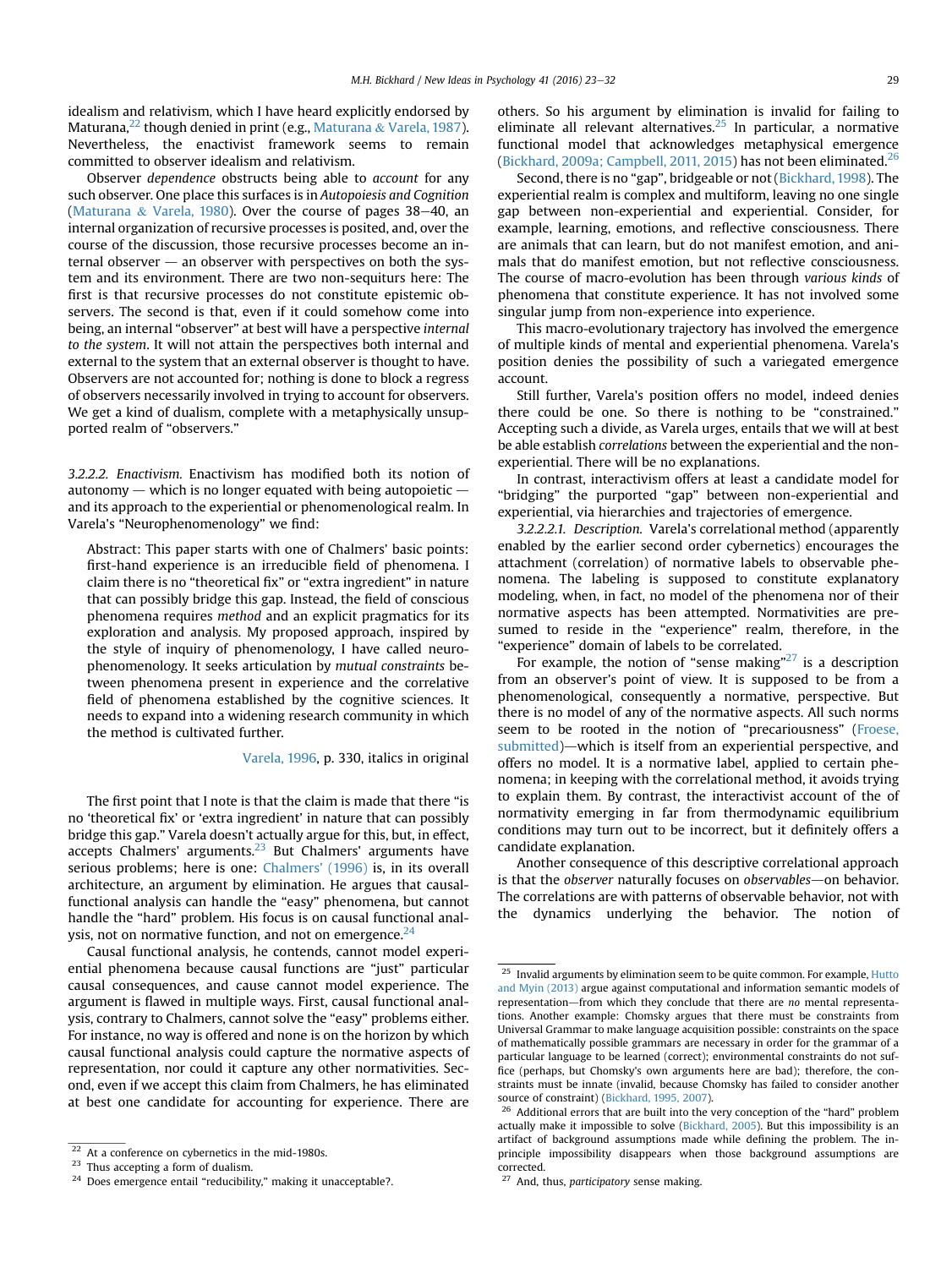idealism and relativism, which I have heard explicitly endorsed by Maturana,[22] though denied in print (e.g., Maturana & Varela, 1987). Nevertheless, the enactivist framework seems to remain committed to observer idealism and relativism.

Observer *dependence* obstructs being able to *account* for any such observer. One place this surfaces is in *Autopoiesis and Cognition* (Maturana & Varela, 1980). Over the course of pages 38–40, an internal organization of recursive processes is posited, and, over the course of the discussion, those recursive processes become an internal observer — an observer with perspectives on both the system and its environment. There are two non-sequiturs here: The first is that recursive processes do not constitute epistemic observers. The second is that, even if it could somehow come into being, an internal "observer" at best will have a perspective *internal to the system*. It will not attain the perspectives both internal and external to the system that an external observer is thought to have. Observers are not accounted for; nothing is done to block a regress of observers necessarily involved in trying to account for observers. We get a kind of dualism, complete with a metaphysically unsupported realm of "observers."

*3.2.2.2. Enactivism.* Enactivism has modified both its notion of autonomy — which is no longer equated with being autopoietic — and its approach to the experiential or phenomenological realm. In Varela's "Neurophenomenology" we find:

> Abstract: This paper starts with one of Chalmers' basic points: first-hand experience is an irreducible field of phenomena. I claim there is no "theoretical fix" or "extra ingredient" in nature that can possibly bridge this gap. Instead, the field of conscious phenomena requires *method* and an explicit pragmatics for its exploration and analysis. My proposed approach, inspired by the style of inquiry of phenomenology, I have called neurophenomenology. It seeks articulation by *mutual constraints* between phenomena present in experience and the correlative field of phenomena established by the cognitive sciences. It needs to expand into a widening research community in which the method is cultivated further.
>
> Varela, 1996, p. 330, italics in original

The first point that I note is that the claim is made that there "is no 'theoretical fix' or 'extra ingredient' in nature that can possibly bridge this gap." Varela doesn't actually argue for this, but, in effect, accepts Chalmers' arguments.[23] But Chalmers' arguments have serious problems; here is one: Chalmers' (1996) is, in its overall architecture, an argument by elimination. He argues that causal-functional analysis can handle the "easy" phenomena, but cannot handle the "hard" problem. His focus is on causal functional analysis, not on normative function, and not on emergence.[24]

Causal functional analysis, he contends, cannot model experiential phenomena because causal functions are "just" particular causal consequences, and cause cannot model experience. The argument is flawed in multiple ways. First, causal functional analysis, contrary to Chalmers, cannot solve the "easy" problems either. For instance, no way is offered and none is on the horizon by which causal functional analysis could capture the normative aspects of representation, nor could it capture any other normativities. Second, even if we accept this claim from Chalmers, he has eliminated at best one candidate for accounting for experience. There are others. So his argument by elimination is invalid for failing to eliminate all relevant alternatives.[25] In particular, a normative functional model that acknowledges metaphysical emergence (Bickhard, 2009a; Campbell, 2011, 2015) has not been eliminated.[26]

Second, there is no "gap", bridgeable or not (Bickhard, 1998). The experiential realm is complex and multiform, leaving no one single gap between non-experiential and experiential. Consider, for example, learning, emotions, and reflective consciousness. There are animals that can learn, but do not manifest emotion, and animals that do manifest emotion, but not reflective consciousness. The course of macro-evolution has been through *various kinds* of phenomena that constitute experience. It has not involved some singular jump from non-experience into experience.

This macro-evolutionary trajectory has involved the emergence of multiple kinds of mental and experiential phenomena. Varela's position denies the possibility of such a variegated emergence account.

Still further, Varela's position offers no model, indeed denies there could be one. So there is nothing to be "constrained." Accepting such a divide, as Varela urges, entails that we will at best be able establish *correlations* between the experiential and the non-experiential. There will be no explanations.

In contrast, interactivism offers at least a candidate model for "bridging" the purported "gap" between non-experiential and experiential, via hierarchies and trajectories of emergence.

*3.2.2.2.1. Description.* Varela's correlational method (apparently enabled by the earlier second order cybernetics) encourages the attachment (correlation) of normative labels to observable phenomena. The labeling is supposed to constitute explanatory modeling, when, in fact, no model of the phenomena nor of their normative aspects has been attempted. Normativities are presumed to reside in the "experience" realm, therefore, in the "experience" domain of labels to be correlated.

For example, the notion of "sense making"[27] is a description from an observer's point of view. It is supposed to be from a phenomenological, consequently a normative, perspective. But there is no model of any of the normative aspects. All such norms seem to be rooted in the notion of "precariousness" (Froese, submitted)—which is itself from an experiential perspective, and offers no model. It is a normative label, applied to certain phenomena; in keeping with the correlational method, it avoids trying to explain them. By contrast, the interactivist account of the of normativity emerging in far from thermodynamic equilibrium conditions may turn out to be incorrect, but it definitely offers a candidate explanation.

Another consequence of this descriptive correlational approach is that the *observer* naturally focuses on *observables*—on behavior. The correlations are with patterns of observable behavior, not with the dynamics underlying the behavior. The notion of

---

[22] At a conference on cybernetics in the mid-1980s.

[23] Thus accepting a form of dualism.

[24] Does emergence entail "reducibility," making it unacceptable?.

[25] Invalid arguments by elimination seem to be quite common. For example, Hutto and Myin (2013) argue against computational and information semantic models of representation—from which they conclude that there are *no* mental representations. Another example: Chomsky argues that there must be constraints from Universal Grammar to make language acquisition possible: constraints on the space of mathematically possible grammars are necessary in order for the grammar of a particular language to be learned (correct); environmental constraints do not suffice (perhaps, but Chomsky's own arguments here are bad); therefore, the constraints must be innate (invalid, because Chomsky has failed to consider another source of constraint) (Bickhard, 1995, 2007).

[26] Additional errors that are built into the very conception of the "hard" problem actually make it impossible to solve (Bickhard, 2005). But this impossibility is an artifact of background assumptions made while defining the problem. The in-principle impossibility disappears when those background assumptions are corrected.

[27] And, thus, *participatory* sense making.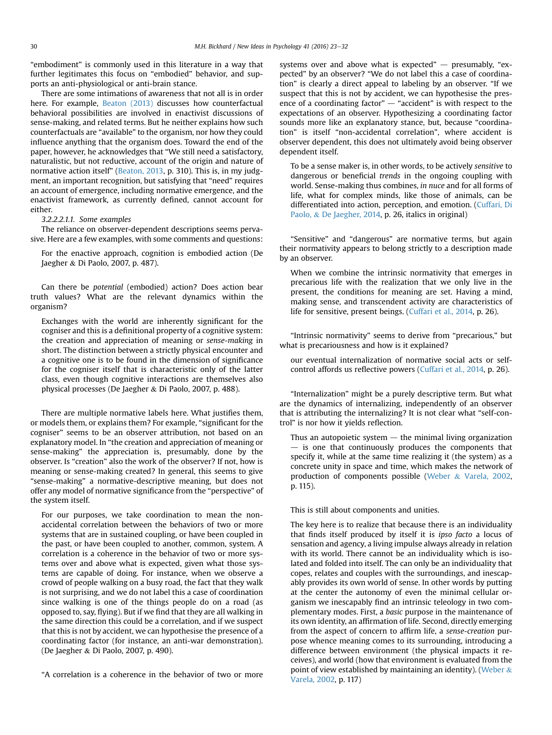"embodiment" is commonly used in this literature in a way that further legitimates this focus on "embodied" behavior, and supports an anti-physiological or anti-brain stance.

There are some intimations of awareness that not all is in order here. For example, Beaton (2013) discusses how counterfactual behavioral possibilities are involved in enactivist discussions of sense-making, and related terms. But he neither explains how such counterfactuals are "available" to the organism, nor how they could influence anything that the organism does. Toward the end of the paper, however, he acknowledges that "We still need a satisfactory, naturalistic, but not reductive, account of the origin and nature of normative action itself" (Beaton, 2013, p. 310). This is, in my judgment, an important recognition, but satisfying that "need" requires an account of emergence, including normative emergence, and the enactivist framework, as currently defined, cannot account for either.

*3.2.2.2.1.1. Some examples*

The reliance on observer-dependent descriptions seems pervasive. Here are a few examples, with some comments and questions:

> For the enactive approach, cognition is embodied action (De Jaegher & Di Paolo, 2007, p. 487).

Can there be *potential* (embodied) action? Does action bear truth values? What are the relevant dynamics within the organism?

> Exchanges with the world are inherently significant for the cogniser and this is a definitional property of a cognitive system: the creation and appreciation of meaning or *sense-making* in short. The distinction between a strictly physical encounter and a cognitive one is to be found in the dimension of significance for the cogniser itself that is characteristic only of the latter class, even though cognitive interactions are themselves also physical processes (De Jaegher & Di Paolo, 2007, p. 488).

There are multiple normative labels here. What justifies them, or models them, or explains them? For example, "significant for the cogniser" seems to be an observer attribution, not based on an explanatory model. In "the creation and appreciation of meaning or sense-making" the appreciation is, presumably, done by the observer. Is "creation" also the work of the observer? If not, how is meaning or sense-making created? In general, this seems to give "sense-making" a normative-descriptive meaning, but does not offer any model of normative significance from the "perspective" of the system itself.

> For our purposes, we take coordination to mean the non-accidental correlation between the behaviors of two or more systems that are in sustained coupling, or have been coupled in the past, or have been coupled to another, common, system. A correlation is a coherence in the behavior of two or more systems over and above what is expected, given what those systems are capable of doing. For instance, when we observe a crowd of people walking on a busy road, the fact that they walk is not surprising, and we do not label this a case of coordination since walking is one of the things people do on a road (as opposed to, say, flying). But if we find that they are all walking in the same direction this could be a correlation, and if we suspect that this is not by accident, we can hypothesise the presence of a coordinating factor (for instance, an anti-war demonstration). (De Jaegher & Di Paolo, 2007, p. 490).

"A correlation is a coherence in the behavior of two or more systems over and above what is expected" — presumably, "expected" by an observer? "We do not label this a case of coordination" is clearly a direct appeal to labeling by an observer. "If we suspect that this is not by accident, we can hypothesise the presence of a coordinating factor" — "accident" is with respect to the expectations of an observer. Hypothesizing a coordinating factor sounds more like an explanatory stance, but, because "coordination" is itself "non-accidental correlation", where accident is observer dependent, this does not ultimately avoid being observer dependent itself.

> To be a sense maker is, in other words, to be actively *sensitive* to dangerous or beneficial *trends* in the ongoing coupling with world. Sense-making thus combines, *in nuce* and for all forms of life, what for complex minds, like those of animals, can be differentiated into action, perception, and emotion. (Cuffari, Di Paolo, & De Jaegher, 2014, p. 26, italics in original)

"Sensitive" and "dangerous" are normative terms, but again their normativity appears to belong strictly to a description made by an observer.

> When we combine the intrinsic normativity that emerges in precarious life with the realization that we only live in the present, the conditions for meaning are set. Having a mind, making sense, and transcendent activity are characteristics of life for sensitive, present beings. (Cuffari et al., 2014, p. 26).

"Intrinsic normativity" seems to derive from "precarious," but what is precariousness and how is it explained?

> our eventual internalization of normative social acts or self-control affords us reflective powers (Cuffari et al., 2014, p. 26).

"Internalization" might be a purely descriptive term. But what are the dynamics of internalizing, independently of an observer that is attributing the internalizing? It is not clear what "self-control" is nor how it yields reflection.

> Thus an autopoietic system — the minimal living organization — is one that continuously produces the components that specify it, while at the same time realizing it (the system) as a concrete unity in space and time, which makes the network of production of components possible (Weber & Varela, 2002, p. 115).

This is still about components and unities.

> The key here is to realize that because there is an individuality that finds itself produced by itself it is *ipso facto* a locus of sensation and agency, a living impulse always already in relation with its world. There cannot be an individuality which is isolated and folded into itself. The can only be an individuality that copes, relates and couples with the surroundings, and inescapably provides its own world of sense. In other words by putting at the center the autonomy of even the minimal cellular organism we inescapably find an intrinsic teleology in two complementary modes. First, a *basic* purpose in the maintenance of its own identity, an affirmation of life. Second, directly emerging from the aspect of concern to affirm life, a *sense-creation* purpose whence meaning comes to its surrounding, introducing a difference between environment (the physical impacts it receives), and world (how that environment is evaluated from the point of view established by maintaining an identity). (Weber & Varela, 2002, p. 117)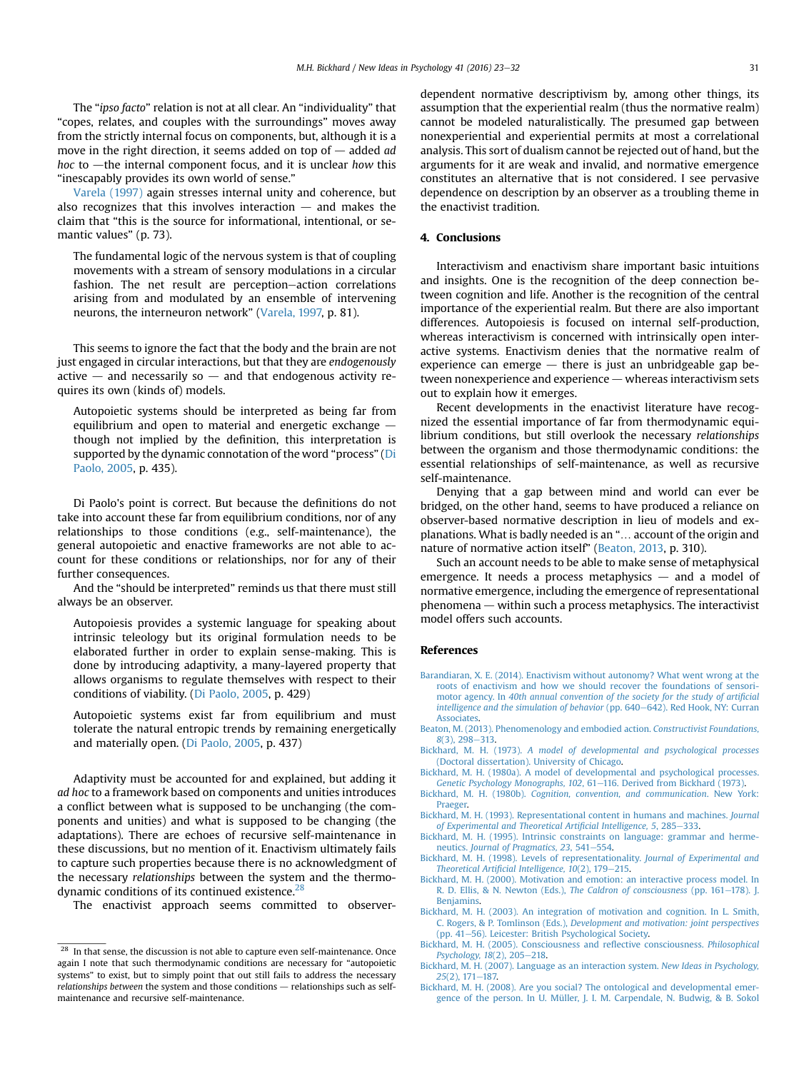The "*ipso facto*" relation is not at all clear. An "individuality" that "copes, relates, and couples with the surroundings" moves away from the strictly internal focus on components, but, although it is a move in the right direction, it seems added on top of — added *ad hoc* to —the internal component focus, and it is unclear *how* this "inescapably provides its own world of sense."

Varela (1997) again stresses internal unity and coherence, but also recognizes that this involves interaction — and makes the claim that "this is the source for informational, intentional, or semantic values" (p. 73).

> The fundamental logic of the nervous system is that of coupling movements with a stream of sensory modulations in a circular fashion. The net result are perception–action correlations arising from and modulated by an ensemble of intervening neurons, the interneuron network" (Varela, 1997, p. 81).

This seems to ignore the fact that the body and the brain are not just engaged in circular interactions, but that they are *endogenously* active — and necessarily so — and that endogenous activity requires its own (kinds of) models.

> Autopoietic systems should be interpreted as being far from equilibrium and open to material and energetic exchange — though not implied by the definition, this interpretation is supported by the dynamic connotation of the word "process" (Di Paolo, 2005, p. 435).

Di Paolo's point is correct. But because the definitions do not take into account these far from equilibrium conditions, nor of any relationships to those conditions (e.g., self-maintenance), the general autopoietic and enactive frameworks are not able to account for these conditions or relationships, nor for any of their further consequences.

And the "should be interpreted" reminds us that there must still always be an observer.

> Autopoiesis provides a systemic language for speaking about intrinsic teleology but its original formulation needs to be elaborated further in order to explain sense-making. This is done by introducing adaptivity, a many-layered property that allows organisms to regulate themselves with respect to their conditions of viability. (Di Paolo, 2005, p. 429)

> Autopoietic systems exist far from equilibrium and must tolerate the natural entropic trends by remaining energetically and materially open. (Di Paolo, 2005, p. 437)

Adaptivity must be accounted for and explained, but adding it *ad hoc* to a framework based on components and unities introduces a conflict between what is supposed to be unchanging (the components and unities) and what is supposed to be changing (the adaptations). There are echoes of recursive self-maintenance in these discussions, but no mention of it. Enactivism ultimately fails to capture such properties because there is no acknowledgment of the necessary *relationships* between the system and the thermodynamic conditions of its continued existence.[28]

The enactivist approach seems committed to observer-dependent normative descriptivism by, among other things, its assumption that the experiential realm (thus the normative realm) cannot be modeled naturalistically. The presumed gap between nonexperiential and experiential permits at most a correlational analysis. This sort of dualism cannot be rejected out of hand, but the arguments for it are weak and invalid, and normative emergence constitutes an alternative that is not considered. I see pervasive dependence on description by an observer as a troubling theme in the enactivist tradition.

## 4. Conclusions

Interactivism and enactivism share important basic intuitions and insights. One is the recognition of the deep connection between cognition and life. Another is the recognition of the central importance of the experiential realm. But there are also important differences. Autopoiesis is focused on internal self-production, whereas interactivism is concerned with intrinsically open interactive systems. Enactivism denies that the normative realm of experience can emerge — there is just an unbridgeable gap between nonexperience and experience — whereas interactivism sets out to explain how it emerges.

Recent developments in the enactivist literature have recognized the essential importance of far from thermodynamic equilibrium conditions, but still overlook the necessary *relationships* between the organism and those thermodynamic conditions: the essential relationships of self-maintenance, as well as recursive self-maintenance.

Denying that a gap between mind and world can ever be bridged, on the other hand, seems to have produced a reliance on observer-based normative description in lieu of models and explanations. What is badly needed is an "… account of the origin and nature of normative action itself" (Beaton, 2013, p. 310).

Such an account needs to be able to make sense of metaphysical emergence. It needs a process metaphysics — and a model of normative emergence, including the emergence of representational phenomena — within such a process metaphysics. The interactivist model offers such accounts.

## References

Barandiaran, X. E. (2014). Enactivism without autonomy? What went wrong at the roots of enactivism and how we should recover the foundations of sensorimotor agency. In *40th annual convention of the society for the study of artificial intelligence and the simulation of behavior* (pp. 640–642). Red Hook, NY: Curran Associates.

Beaton, M. (2013). Phenomenology and embodied action. *Constructivist Foundations, 8*(3), 298–313.

Bickhard, M. H. (1973). *A model of developmental and psychological processes* (Doctoral dissertation). University of Chicago.

Bickhard, M. H. (1980a). A model of developmental and psychological processes. *Genetic Psychology Monographs, 102*, 61–116. Derived from Bickhard (1973).

Bickhard, M. H. (1980b). *Cognition, convention, and communication*. New York: Praeger.

Bickhard, M. H. (1993). Representational content in humans and machines. *Journal of Experimental and Theoretical Artificial Intelligence, 5*, 285–333.

Bickhard, M. H. (1995). Intrinsic constraints on language: grammar and hermeneutics. *Journal of Pragmatics, 23*, 541–554.

Bickhard, M. H. (1998). Levels of representationality. *Journal of Experimental and Theoretical Artificial Intelligence, 10*(2), 179–215.

Bickhard, M. H. (2000). Motivation and emotion: an interactive process model. In R. D. Ellis, & N. Newton (Eds.), *The Caldron of consciousness* (pp. 161–178). J. Benjamins.

Bickhard, M. H. (2003). An integration of motivation and cognition. In L. Smith, C. Rogers, & P. Tomlinson (Eds.), *Development and motivation: joint perspectives* (pp. 41–56). Leicester: British Psychological Society.

Bickhard, M. H. (2005). Consciousness and reflective consciousness. *Philosophical Psychology, 18*(2), 205–218.

Bickhard, M. H. (2007). Language as an interaction system. *New Ideas in Psychology, 25*(2), 171–187.

Bickhard, M. H. (2008). Are you social? The ontological and developmental emergence of the person. In U. Müller, J. I. M. Carpendale, N. Budwig, & B. Sokol

[28] In that sense, the discussion is not able to capture even self-maintenance. Once again I note that such thermodynamic conditions are necessary for "autopoietic systems" to exist, but to simply point that out still fails to address the necessary *relationships between* the system and those conditions — relationships such as self-maintenance and recursive self-maintenance.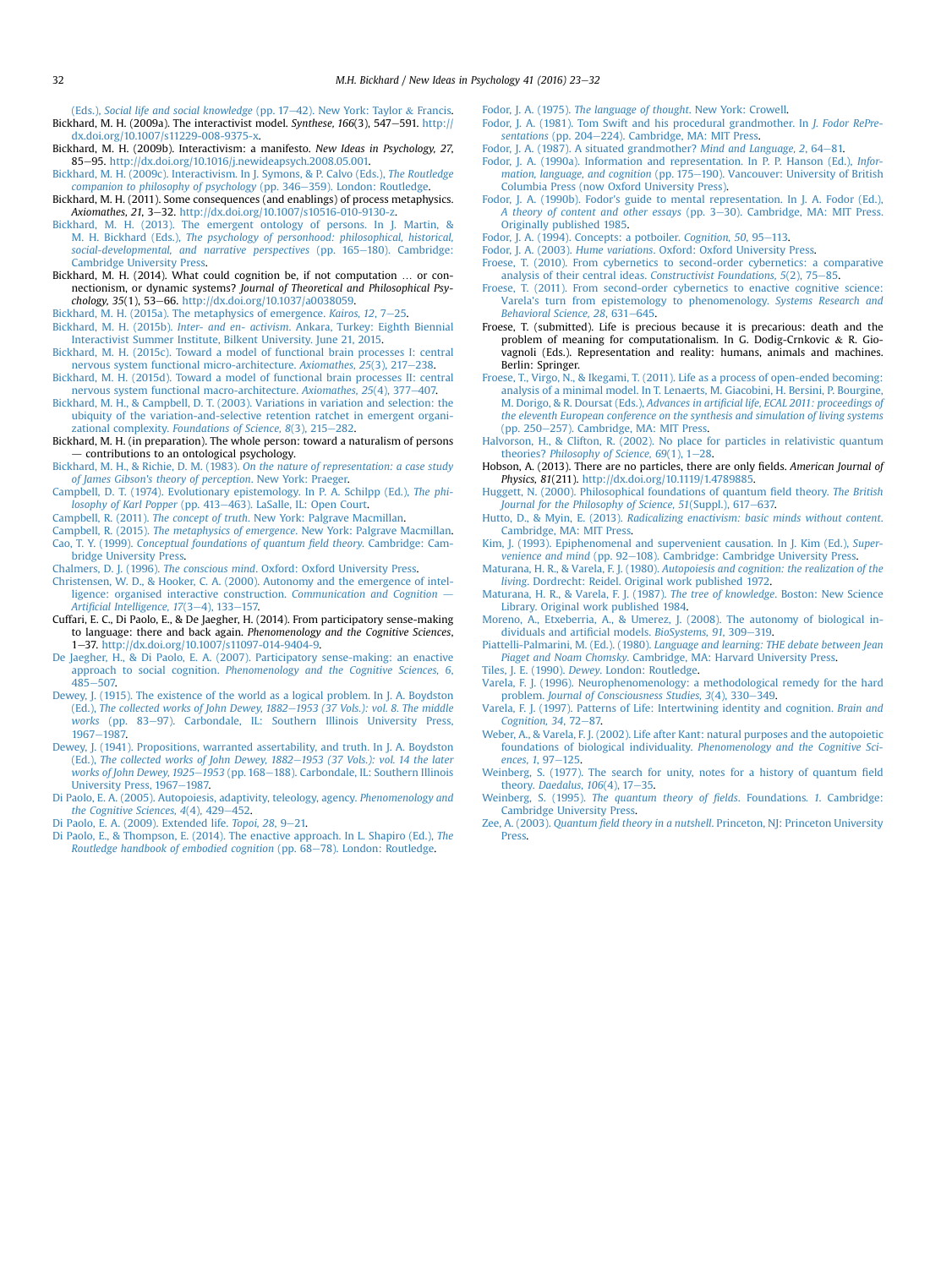(Eds.), *Social life and social knowledge* (pp. 17–42). New York: Taylor & Francis.

Bickhard, M. H. (2009a). The interactivist model. *Synthese, 166*(3), 547–591. http://dx.doi.org/10.1007/s11229-008-9375-x.

Bickhard, M. H. (2009b). Interactivism: a manifesto. *New Ideas in Psychology, 27*, 85–95. http://dx.doi.org/10.1016/j.newideapsych.2008.05.001.

Bickhard, M. H. (2009c). Interactivism. In J. Symons, & P. Calvo (Eds.), *The Routledge companion to philosophy of psychology* (pp. 346–359). London: Routledge.

Bickhard, M. H. (2011). Some consequences (and enablings) of process metaphysics. *Axiomathes, 21*, 3–32. http://dx.doi.org/10.1007/s10516-010-9130-z.

Bickhard, M. H. (2013). The emergent ontology of persons. In J. Martin, & M. H. Bickhard (Eds.), *The psychology of personhood: philosophical, historical, social-developmental, and narrative perspectives* (pp. 165–180). Cambridge: Cambridge University Press.

Bickhard, M. H. (2014). What could cognition be, if not computation … or connectionism, or dynamic systems? *Journal of Theoretical and Philosophical Psychology, 35*(1), 53–66. http://dx.doi.org/10.1037/a0038059.

Bickhard, M. H. (2015a). The metaphysics of emergence. *Kairos, 12*, 7–25.

Bickhard, M. H. (2015b). *Inter- and en- activism*. Ankara, Turkey: Eighth Biennial Interactivist Summer Institute, Bilkent University. June 21, 2015.

Bickhard, M. H. (2015c). Toward a model of functional brain processes I: central nervous system functional micro-architecture. *Axiomathes, 25*(3), 217–238.

Bickhard, M. H. (2015d). Toward a model of functional brain processes II: central nervous system functional macro-architecture. *Axiomathes, 25*(4), 377–407.

Bickhard, M. H., & Campbell, D. T. (2003). Variations in variation and selection: the ubiquity of the variation-and-selective retention ratchet in emergent organizational complexity. *Foundations of Science, 8*(3), 215–282.

Bickhard, M. H. (in preparation). The whole person: toward a naturalism of persons — contributions to an ontological psychology.

Bickhard, M. H., & Richie, D. M. (1983). *On the nature of representation: a case study of James Gibson's theory of perception*. New York: Praeger.

Campbell, D. T. (1974). Evolutionary epistemology. In P. A. Schilpp (Ed.), *The philosophy of Karl Popper* (pp. 413–463). LaSalle, IL: Open Court.

Campbell, R. (2011). *The concept of truth*. New York: Palgrave Macmillan.

Campbell, R. (2015). *The metaphysics of emergence*. New York: Palgrave Macmillan.

Cao, T. Y. (1999). *Conceptual foundations of quantum field theory*. Cambridge: Cambridge University Press.

Chalmers, D. J. (1996). *The conscious mind*. Oxford: Oxford University Press.

Christensen, W. D., & Hooker, C. A. (2000). Autonomy and the emergence of intelligence: organised interactive construction. *Communication and Cognition — Artificial Intelligence, 17*(3–4), 133–157.

Cuffari, E. C., Di Paolo, E., & De Jaegher, H. (2014). From participatory sense-making to language: there and back again. *Phenomenology and the Cognitive Sciences*, 1–37. http://dx.doi.org/10.1007/s11097-014-9404-9.

De Jaegher, H., & Di Paolo, E. A. (2007). Participatory sense-making: an enactive approach to social cognition. *Phenomenology and the Cognitive Sciences, 6*, 485–507.

Dewey, J. (1915). The existence of the world as a logical problem. In J. A. Boydston (Ed.), *The collected works of John Dewey, 1882–1953 (37 Vols.): vol. 8. The middle works* (pp. 83–97). Carbondale, IL: Southern Illinois University Press, 1967–1987.

Dewey, J. (1941). Propositions, warranted assertability, and truth. In J. A. Boydston (Ed.), *The collected works of John Dewey, 1882–1953 (37 Vols.): vol. 14 the later works of John Dewey, 1925–1953* (pp. 168–188). Carbondale, IL: Southern Illinois University Press, 1967–1987.

Di Paolo, E. A. (2005). Autopoiesis, adaptivity, teleology, agency. *Phenomenology and the Cognitive Sciences, 4*(4), 429–452.

Di Paolo, E. A. (2009). Extended life. *Topoi, 28*, 9–21.

Di Paolo, E., & Thompson, E. (2014). The enactive approach. In L. Shapiro (Ed.), *The Routledge handbook of embodied cognition* (pp. 68–78). London: Routledge.

Fodor, J. A. (1975). *The language of thought*. New York: Crowell.

Fodor, J. A. (1981). Tom Swift and his procedural grandmother. In *J. Fodor RePresentations* (pp. 204–224). Cambridge, MA: MIT Press.

Fodor, J. A. (1987). A situated grandmother? *Mind and Language, 2*, 64–81.

Fodor, J. A. (1990a). Information and representation. In P. P. Hanson (Ed.), *Information, language, and cognition* (pp. 175–190). Vancouver: University of British Columbia Press (now Oxford University Press).

Fodor, J. A. (1990b). Fodor's guide to mental representation. In J. A. Fodor (Ed.), *A theory of content and other essays* (pp. 3–30). Cambridge, MA: MIT Press. Originally published 1985.

Fodor, J. A. (1994). Concepts: a potboiler. *Cognition, 50*, 95–113.

Fodor, J. A. (2003). *Hume variations*. Oxford: Oxford University Press.

Froese, T. (2010). From cybernetics to second-order cybernetics: a comparative analysis of their central ideas. *Constructivist Foundations, 5*(2), 75–85.

Froese, T. (2011). From second-order cybernetics to enactive cognitive science: Varela's turn from epistemology to phenomenology. *Systems Research and Behavioral Science, 28*, 631–645.

Froese, T. (submitted). Life is precious because it is precarious: death and the problem of meaning for computationalism. In G. Dodig-Crnkovic & R. Giovagnoli (Eds.). Representation and reality: humans, animals and machines. Berlin: Springer.

Froese, T., Virgo, N., & Ikegami, T. (2011). Life as a process of open-ended becoming: analysis of a minimal model. In T. Lenaerts, M. Giacobini, H. Bersini, P. Bourgine, M. Dorigo, & R. Doursat (Eds.), *Advances in artificial life, ECAL 2011: proceedings of the eleventh European conference on the synthesis and simulation of living systems* (pp. 250–257). Cambridge, MA: MIT Press.

Halvorson, H., & Clifton, R. (2002). No place for particles in relativistic quantum theories? *Philosophy of Science, 69*(1), 1–28.

Hobson, A. (2013). There are no particles, there are only fields. *American Journal of Physics, 81*(211). http://dx.doi.org/10.1119/1.4789885.

Huggett, N. (2000). Philosophical foundations of quantum field theory. *The British Journal for the Philosophy of Science, 51*(Suppl.), 617–637.

Hutto, D., & Myin, E. (2013). *Radicalizing enactivism: basic minds without content*. Cambridge, MA: MIT Press.

Kim, J. (1993). Epiphenomenal and supervenient causation. In J. Kim (Ed.), *Supervenience and mind* (pp. 92–108). Cambridge: Cambridge University Press.

Maturana, H. R., & Varela, F. J. (1980). *Autopoiesis and cognition: the realization of the living*. Dordrecht: Reidel. Original work published 1972.

Maturana, H. R., & Varela, F. J. (1987). *The tree of knowledge*. Boston: New Science Library. Original work published 1984.

Moreno, A., Etxeberria, A., & Umerez, J. (2008). The autonomy of biological individuals and artificial models. *BioSystems, 91*, 309–319.

Piattelli-Palmarini, M. (Ed.). (1980). *Language and learning: THE debate between Jean Piaget and Noam Chomsky*. Cambridge, MA: Harvard University Press.

Tiles, J. E. (1990). *Dewey*. London: Routledge.

Varela, F. J. (1996). Neurophenomenology: a methodological remedy for the hard problem. *Journal of Consciousness Studies, 3*(4), 330–349.

Varela, F. J. (1997). Patterns of Life: Intertwining identity and cognition. *Brain and Cognition, 34*, 72–87.

Weber, A., & Varela, F. J. (2002). Life after Kant: natural purposes and the autopoietic foundations of biological individuality. *Phenomenology and the Cognitive Sciences, 1*, 97–125.

Weinberg, S. (1977). The search for unity, notes for a history of quantum field theory. *Daedalus, 106*(4), 17–35.

Weinberg, S. (1995). *The quantum theory of fields*. Foundations. *1*. Cambridge: Cambridge University Press.

Zee, A. (2003). *Quantum field theory in a nutshell*. Princeton, NJ: Princeton University Press.